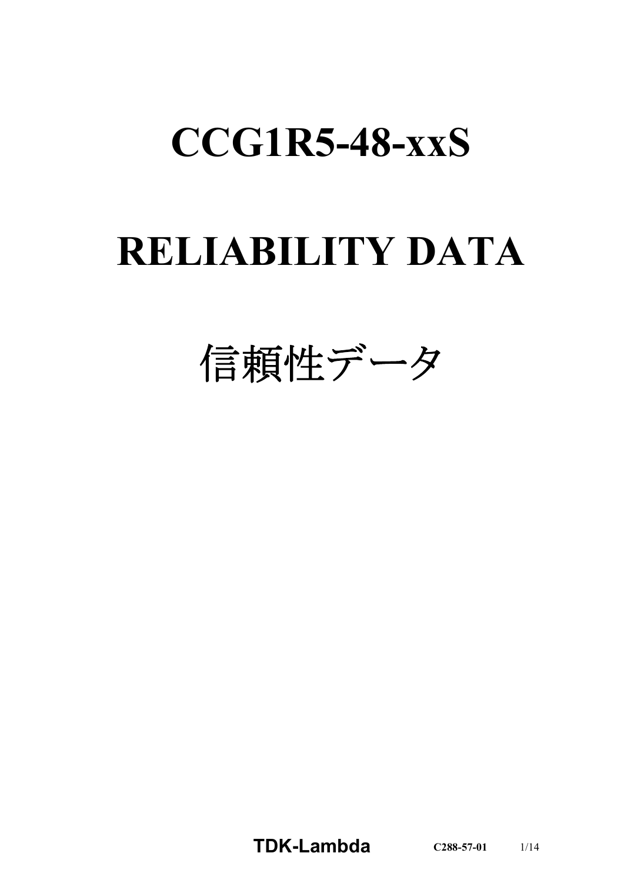# CCG1R5-48-xxS

# RELIABILITY DATA

# 信頼性データ

**TDK-Lambda** **C288-57-01**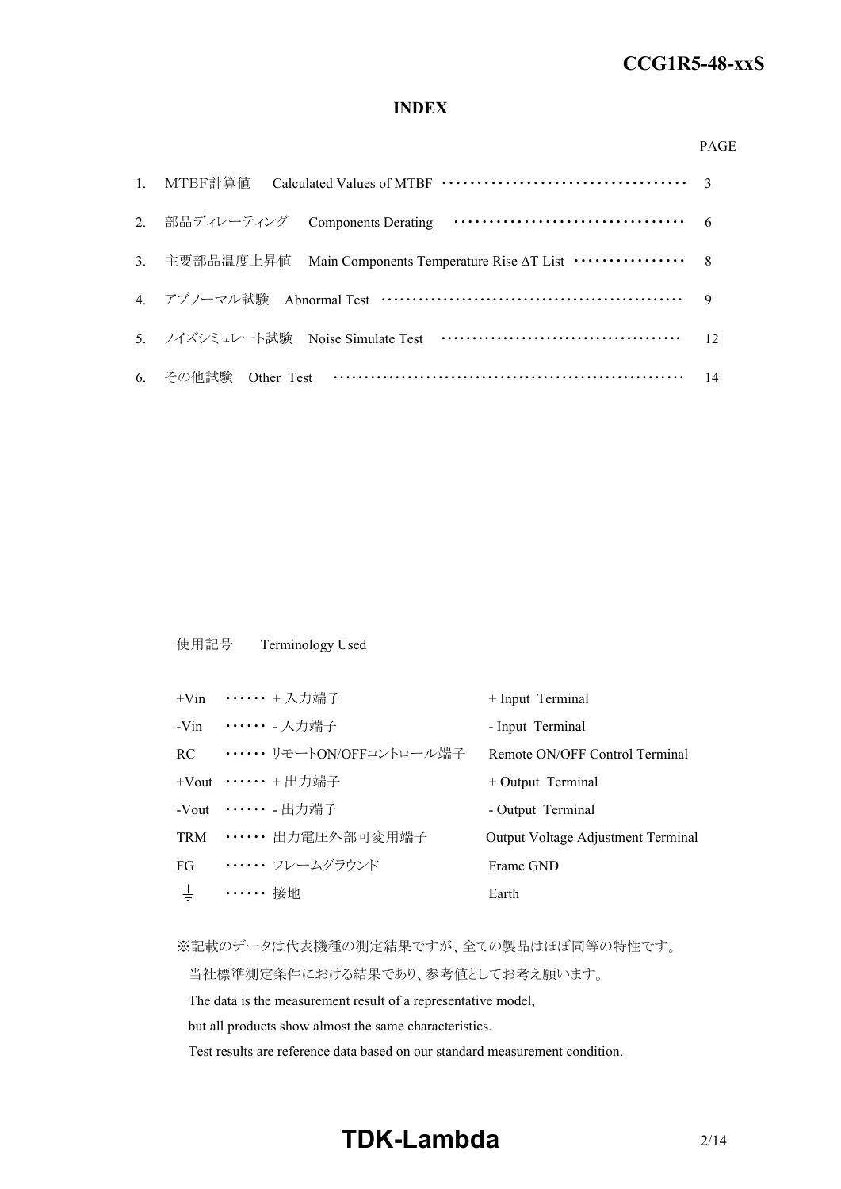## INDEX

| | | PAGE |
|---|---|---|
| 1. | MTBF計算値　Calculated Values of MTBF | 3 |
| 2. | 部品ディレーティング　Components Derating | 6 |
| 3. | 主要部品温度上昇値　Main Components Temperature Rise ΔT List | 8 |
| 4. | アブノーマル試験　Abnormal Test | 9 |
| 5. | ノイズシミュレート試験　Noise Simulate Test | 12 |
| 6. | その他試験　Other Test | 14 |

使用記号　Terminology Used

| | | |
|---|---|---|
| +Vin | ・・・・・・ + 入力端子 | + Input Terminal |
| -Vin | ・・・・・・ - 入力端子 | - Input Terminal |
| RC | ・・・・・・ リモートON/OFFコントロール端子 | Remote ON/OFF Control Terminal |
| +Vout | ・・・・・・ + 出力端子 | + Output Terminal |
| -Vout | ・・・・・・ - 出力端子 | - Output Terminal |
| TRM | ・・・・・・ 出力電圧外部可変用端子 | Output Voltage Adjustment Terminal |
| FG | ・・・・・・ フレームグラウンド | Frame GND |
| ⏚ | ・・・・・・ 接地 | Earth |

※記載のデータは代表機種の測定結果ですが、全ての製品はほぼ同等の特性です。
当社標準測定条件における結果であり、参考値としてお考え願います。
The data is the measurement result of a representative model,
but all products show almost the same characteristics.
Test results are reference data based on our standard measurement condition.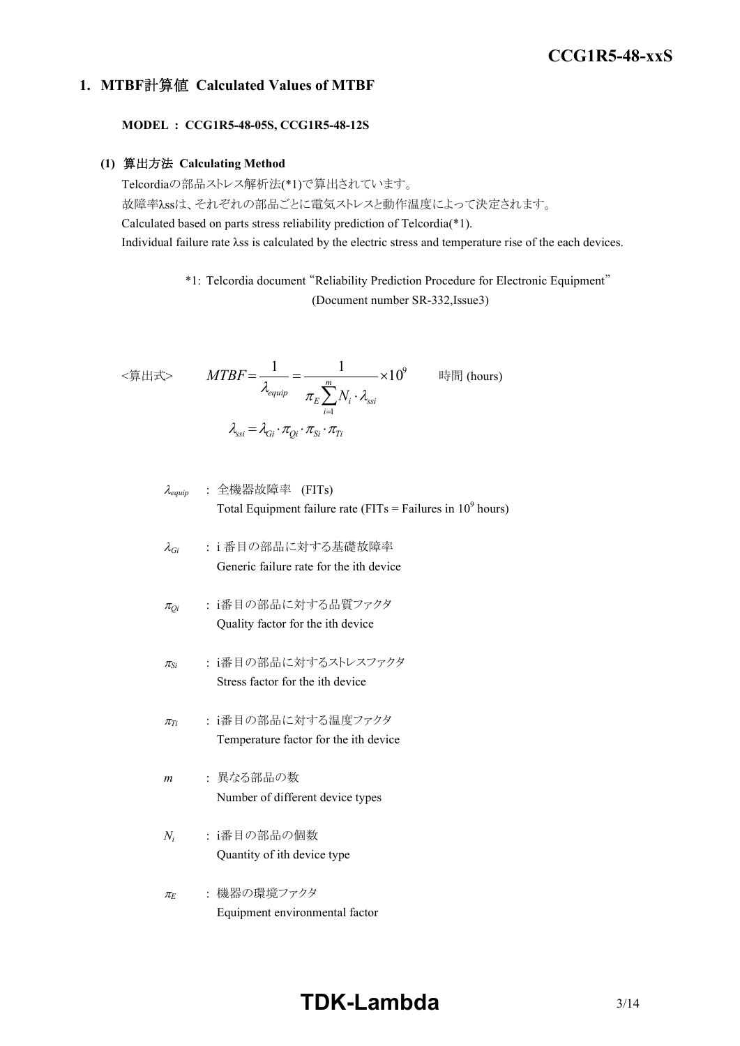## 1. MTBF計算値 Calculated Values of MTBF

**MODEL ： CCG1R5-48-05S, CCG1R5-48-12S**

### (1) 算出方法 Calculating Method

Telcordiaの部品ストレス解析法(*1)で算出されています。
故障率λssは、それぞれの部品ごとに電気ストレスと動作温度によって決定されます。
Calculated based on parts stress reliability prediction of Telcordia(*1).
Individual failure rate λss is calculated by the electric stress and temperature rise of the each devices.

*1: Telcordia document "Reliability Prediction Procedure for Electronic Equipment" (Document number SR-332,Issue3)

<算出式>

$$MTBF = \frac{1}{\lambda_{equip}} = \frac{1}{\pi_E \sum_{i=1}^{m} N_i \cdot \lambda_{ssi}} \times 10^9 \quad \text{時間 (hours)}$$

$$\lambda_{ssi} = \lambda_{Gi} \cdot \pi_{Qi} \cdot \pi_{Si} \cdot \pi_{Ti}$$

- $\lambda_{equip}$ ： 全機器故障率 (FITs)
  Total Equipment failure rate (FITs = Failures in $10^9$ hours)
- $\lambda_{Gi}$ ： i 番目の部品に対する基礎故障率
  Generic failure rate for the ith device
- $\pi_{Qi}$ ： i番目の部品に対する品質ファクタ
  Quality factor for the ith device
- $\pi_{Si}$ ： i番目の部品に対するストレスファクタ
  Stress factor for the ith device
- $\pi_{Ti}$ ： i番目の部品に対する温度ファクタ
  Temperature factor for the ith device
- $m$ ： 異なる部品の数
  Number of different device types
- $N_i$ ： i番目の部品の個数
  Quantity of ith device type
- $\pi_E$ ： 機器の環境ファクタ
  Equipment environmental factor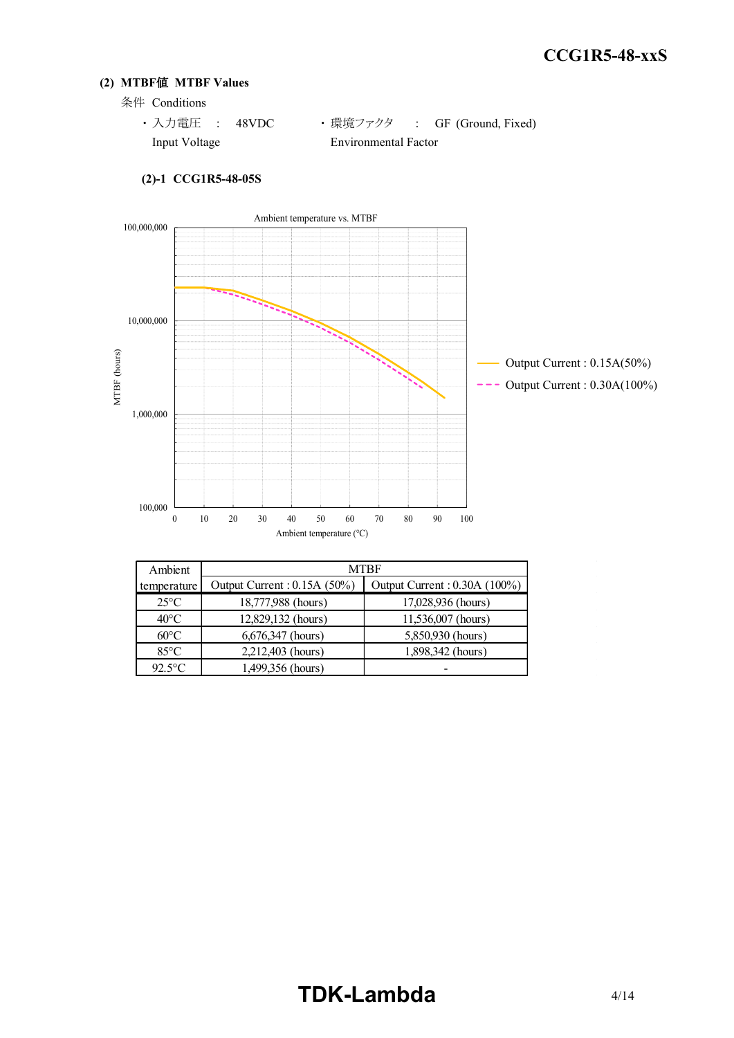## (2) MTBF値 MTBF Values

条件 Conditions

- 入力電圧 : 48VDC
  Input Voltage
- 環境ファクタ : GF (Ground, Fixed)
  Environmental Factor

### (2)-1 CCG1R5-48-05S

| Ambient temperature | MTBF | |
|---|---|---|
| | Output Current : 0.15A (50%) | Output Current : 0.30A (100%) |
| 25°C | 18,777,988 (hours) | 17,028,936 (hours) |
| 40°C | 12,829,132 (hours) | 11,536,007 (hours) |
| 60°C | 6,676,347 (hours) | 5,850,930 (hours) |
| 85°C | 2,212,403 (hours) | 1,898,342 (hours) |
| 92.5°C | 1,499,356 (hours) | - |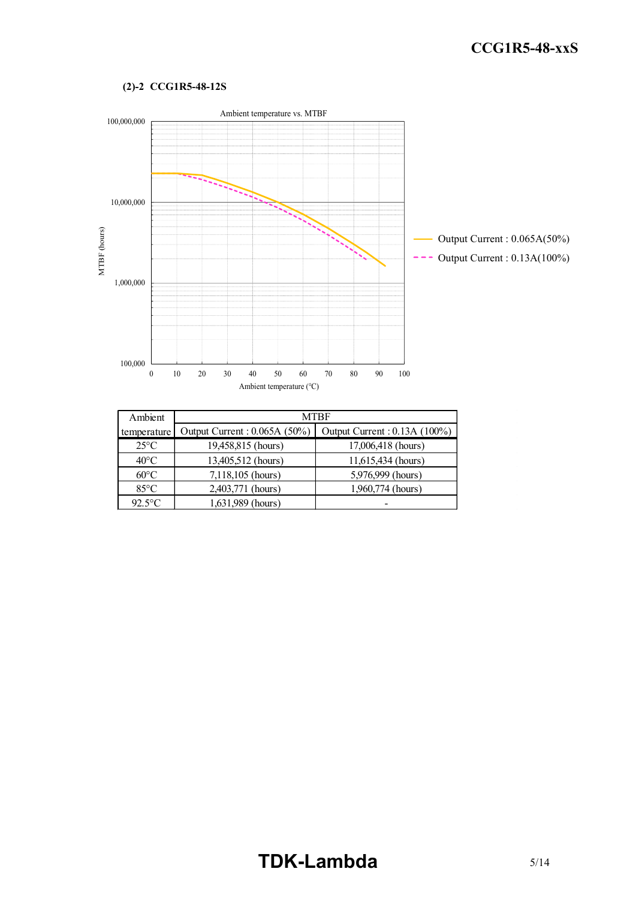### (2)-2 CCG1R5-48-12S

| Ambient temperature | MTBF | |
|---|---|---|
| | Output Current : 0.065A (50%) | Output Current : 0.13A (100%) |
| 25°C | 19,458,815 (hours) | 17,006,418 (hours) |
| 40°C | 13,405,512 (hours) | 11,615,434 (hours) |
| 60°C | 7,118,105 (hours) | 5,976,999 (hours) |
| 85°C | 2,403,771 (hours) | 1,960,774 (hours) |
| 92.5°C | 1,631,989 (hours) | - |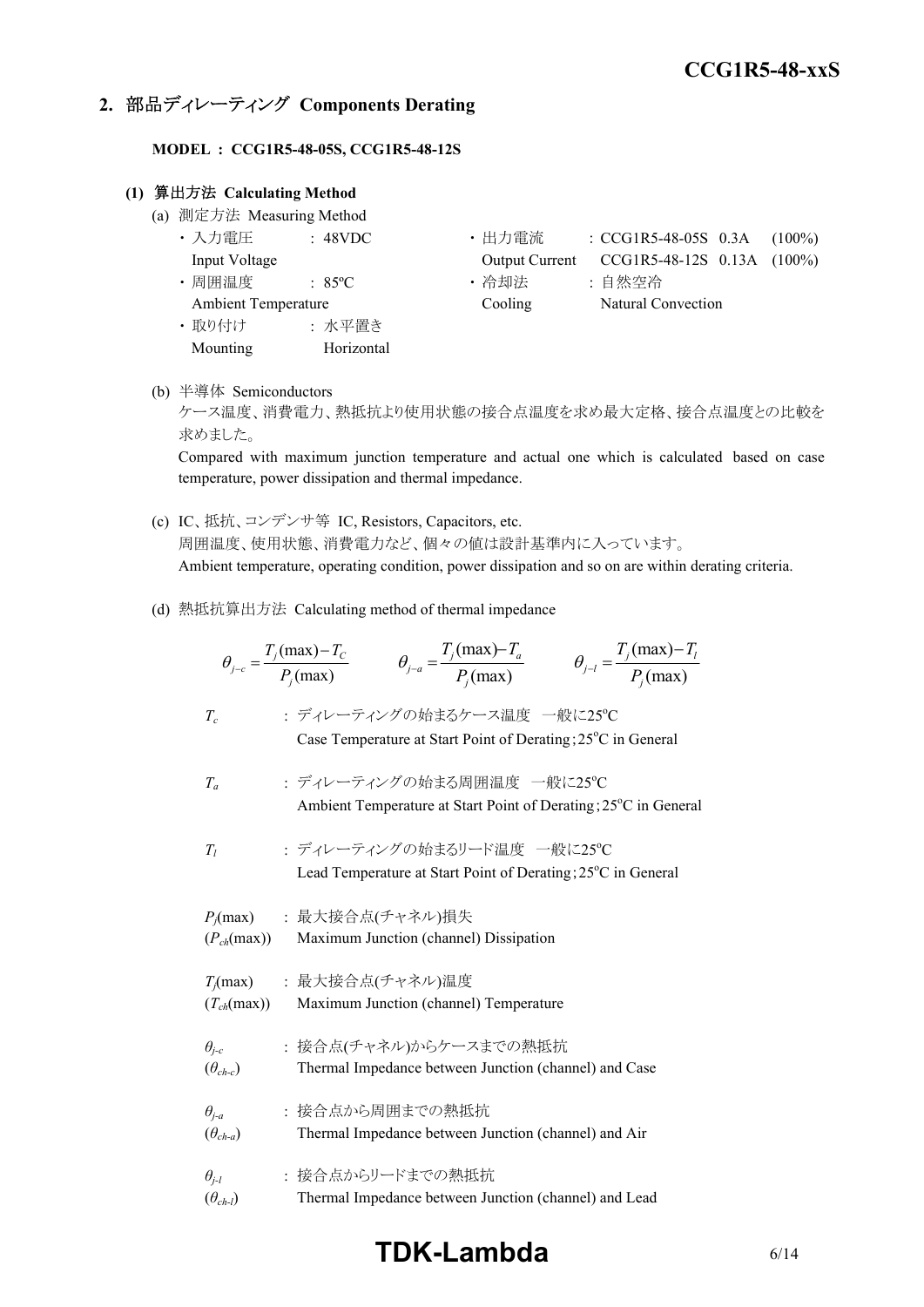## 2. 部品ディレーティング Components Derating

**MODEL : CCG1R5-48-05S, CCG1R5-48-12S**

### (1) 算出方法 Calculating Method

(a) 測定方法 Measuring Method

- 入力電圧 Input Voltage : 48VDC
- 周囲温度 Ambient Temperature : 85ºC
- 取り付け Mounting : 水平置き Horizontal
- 出力電流 Output Current : CCG1R5-48-05S 0.3A (100%) CCG1R5-48-12S 0.13A (100%)
- 冷却法 Cooling : 自然空冷 Natural Convection

(b) 半導体 Semiconductors

ケース温度、消費電力、熱抵抗より使用状態の接合点温度を求め最大定格、接合点温度との比較を求めました。

Compared with maximum junction temperature and actual one which is calculated based on case temperature, power dissipation and thermal impedance.

(c) IC、抵抗、コンデンサ等 IC, Resistors, Capacitors, etc.

周囲温度、使用状態、消費電力など、個々の値は設計基準内に入っています。

Ambient temperature, operating condition, power dissipation and so on are within derating criteria.

(d) 熱抵抗算出方法 Calculating method of thermal impedance

$$\theta_{j-c} = \frac{T_j(\max) - T_C}{P_j(\max)} \qquad \theta_{j-a} = \frac{T_j(\max) - T_a}{P_j(\max)} \qquad \theta_{j-l} = \frac{T_j(\max) - T_l}{P_j(\max)}$$

$T_c$ : ディレーティングの始まるケース温度 一般に25ºC
Case Temperature at Start Point of Derating ; 25ºC in General

$T_a$ : ディレーティングの始まる周囲温度 一般に25ºC
Ambient Temperature at Start Point of Derating ; 25ºC in General

$T_l$ : ディレーティングの始まるリード温度 一般に25ºC
Lead Temperature at Start Point of Derating ; 25ºC in General

$P_j(\max)$ ($P_{ch}(\max)$) : 最大接合点(チャネル)損失
Maximum Junction (channel) Dissipation

$T_j(\max)$ ($T_{ch}(\max)$) : 最大接合点(チャネル)温度
Maximum Junction (channel) Temperature

$\theta_{j-c}$ ($\theta_{ch-c}$) : 接合点(チャネル)からケースまでの熱抵抗
Thermal Impedance between Junction (channel) and Case

$\theta_{j-a}$ ($\theta_{ch-a}$) : 接合点から周囲までの熱抵抗
Thermal Impedance between Junction (channel) and Air

$\theta_{j-l}$ ($\theta_{ch-l}$) : 接合点からリードまでの熱抵抗
Thermal Impedance between Junction (channel) and Lead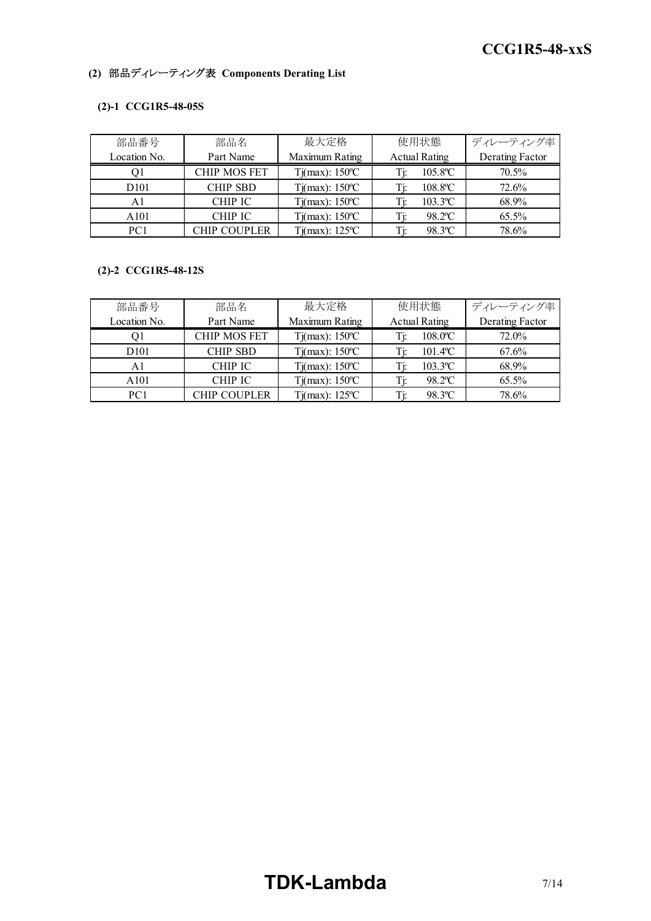**(2) 部品ディレーティング表 Components Derating List**

**(2)-1 CCG1R5-48-05S**

| 部品番号<br>Location No. | 部品名<br>Part Name | 最大定格<br>Maximum Rating | 使用状態<br>Actual Rating | ディレーティング率<br>Derating Factor |
|---|---|---|---|---|
| Q1 | CHIP MOS FET | Tj(max): 150ºC | Tj: 105.8ºC | 70.5% |
| D101 | CHIP SBD | Tj(max): 150ºC | Tj: 108.8ºC | 72.6% |
| A1 | CHIP IC | Tj(max): 150ºC | Tj: 103.3ºC | 68.9% |
| A101 | CHIP IC | Tj(max): 150ºC | Tj: 98.2ºC | 65.5% |
| PC1 | CHIP COUPLER | Tj(max): 125ºC | Tj: 98.3ºC | 78.6% |

**(2)-2 CCG1R5-48-12S**

| 部品番号<br>Location No. | 部品名<br>Part Name | 最大定格<br>Maximum Rating | 使用状態<br>Actual Rating | ディレーティング率<br>Derating Factor |
|---|---|---|---|---|
| Q1 | CHIP MOS FET | Tj(max): 150ºC | Tj: 108.0ºC | 72.0% |
| D101 | CHIP SBD | Tj(max): 150ºC | Tj: 101.4ºC | 67.6% |
| A1 | CHIP IC | Tj(max): 150ºC | Tj: 103.3ºC | 68.9% |
| A101 | CHIP IC | Tj(max): 150ºC | Tj: 98.2ºC | 65.5% |
| PC1 | CHIP COUPLER | Tj(max): 125ºC | Tj: 98.3ºC | 78.6% |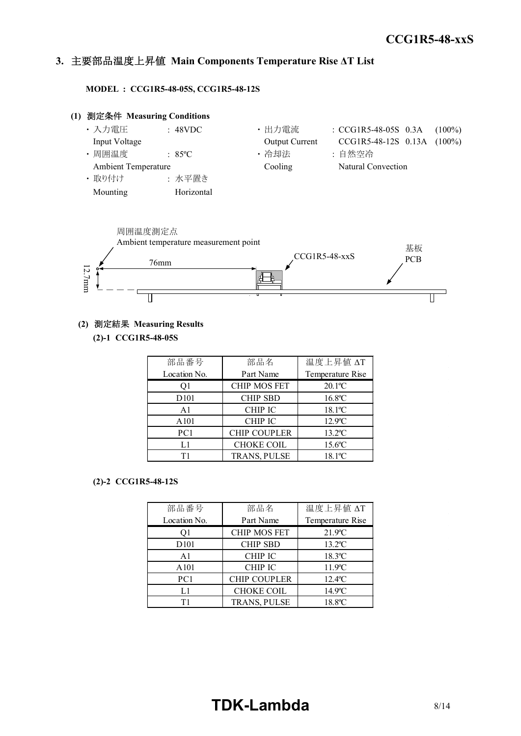## 3. 主要部品温度上昇値 Main Components Temperature Rise ΔT List

**MODEL : CCG1R5-48-05S, CCG1R5-48-12S**

### (1) 測定条件 Measuring Conditions

- 入力電圧 Input Voltage : 48VDC
- 出力電流 Output Current : CCG1R5-48-05S 0.3A (100%) / CCG1R5-48-12S 0.13A (100%)
- 周囲温度 Ambient Temperature : 85ºC
- 冷却法 Cooling : 自然空冷 Natural Convection
- 取り付け Mounting : 水平置き Horizontal

周囲温度測定点
Ambient temperature measurement point

76mm

12.7mm

CCG1R5-48-xxS

基板
PCB

### (2) 測定結果 Measuring Results

**(2)-1 CCG1R5-48-05S**

| 部品番号<br>Location No. | 部品名<br>Part Name | 温度上昇値 ΔT<br>Temperature Rise |
|---|---|---|
| Q1 | CHIP MOS FET | 20.1ºC |
| D101 | CHIP SBD | 16.8ºC |
| A1 | CHIP IC | 18.1ºC |
| A101 | CHIP IC | 12.9ºC |
| PC1 | CHIP COUPLER | 13.2ºC |
| L1 | CHOKE COIL | 15.6ºC |
| T1 | TRANS, PULSE | 18.1ºC |

**(2)-2 CCG1R5-48-12S**

| 部品番号<br>Location No. | 部品名<br>Part Name | 温度上昇値 ΔT<br>Temperature Rise |
|---|---|---|
| Q1 | CHIP MOS FET | 21.9ºC |
| D101 | CHIP SBD | 13.2ºC |
| A1 | CHIP IC | 18.3ºC |
| A101 | CHIP IC | 11.9ºC |
| PC1 | CHIP COUPLER | 12.4ºC |
| L1 | CHOKE COIL | 14.9ºC |
| T1 | TRANS, PULSE | 18.8ºC |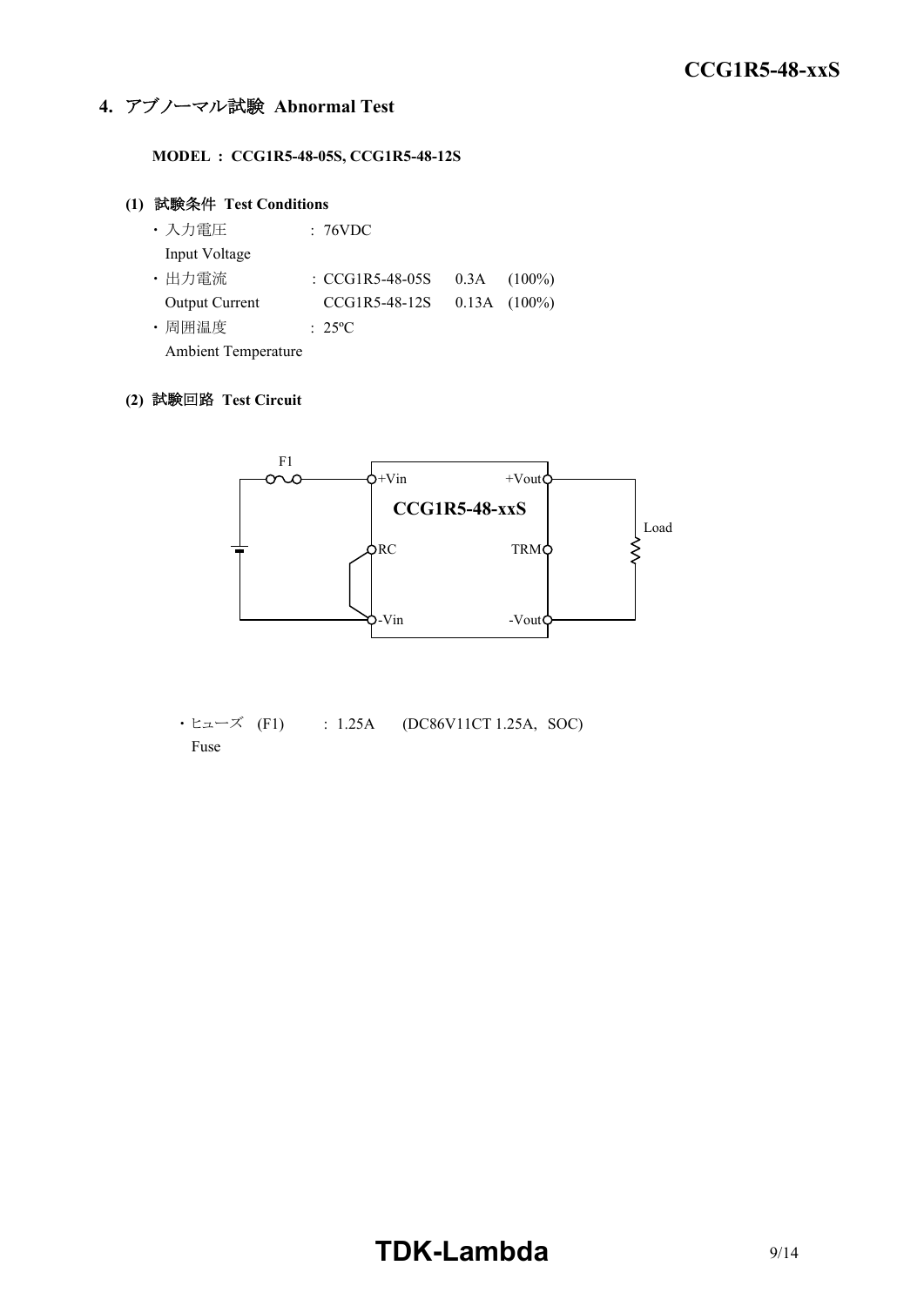## 4. アブノーマル試験 Abnormal Test

**MODEL : CCG1R5-48-05S, CCG1R5-48-12S**

**(1) 試験条件 Test Conditions**

- 入力電圧 Input Voltage : 76VDC
- 出力電流 Output Current : CCG1R5-48-05S 0.3A (100%)
  CCG1R5-48-12S 0.13A (100%)
- 周囲温度 Ambient Temperature : 25ºC

**(2) 試験回路 Test Circuit**

F1

+Vin +Vout

CCG1R5-48-xxS

RC TRM Load

-Vin -Vout

- ヒューズ (F1) Fuse : 1.25A (DC86V11CT 1.25A, SOC)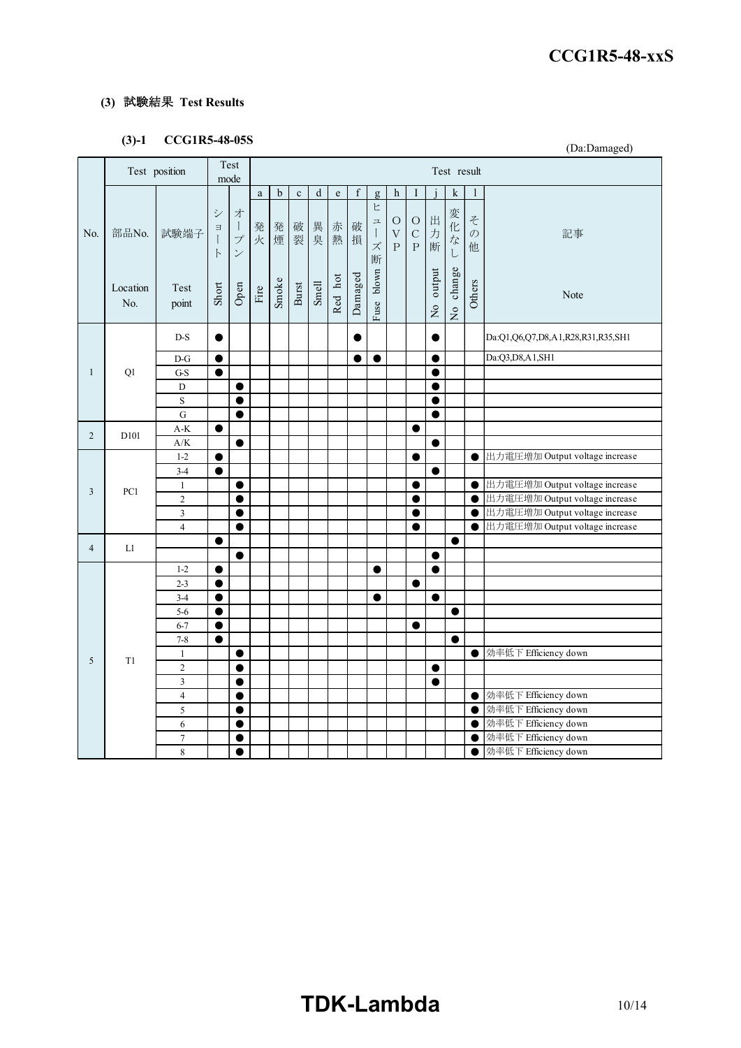### (3) 試験結果 Test Results

#### (3)-1 CCG1R5-48-05S

(Da:Damaged)

| No. | 部品No. Location No. | 試験端子 Test point | ショート Short | オープン Open | a 発火 Fire | b 発煙 Smoke | c 破裂 Burst | d 異臭 Smell | e 赤熱 Red hot | f 破損 Damaged | g ヒューズ断 Fuse blown | h OVP | I OCP | j 出力断 No output | k 変化なし No change | l その他 Others | 記事 Note |
|---|---|---|---|---|---|---|---|---|---|---|---|---|---|---|---|---|---|
| 1 | Q1 | D-S | ● | | | | | | | ● | | | | ● | | | Da:Q1,Q6,Q7,D8,A1,R28,R31,R35,SH1 |
| | | D-G | ● | | | | | | | ● | ● | | | ● | | | Da:Q3,D8,A1,SH1 |
| | | G-S | ● | | | | | | | | | | | ● | | | |
| | | D | | ● | | | | | | | | | | ● | | | |
| | | S | | ● | | | | | | | | | | ● | | | |
| | | G | | ● | | | | | | | | | | ● | | | |
| 2 | D101 | A-K | ● | | | | | | | | | | ● | | | | |
| | | A/K | | ● | | | | | | | | | | ● | | | |
| 3 | PC1 | 1-2 | ● | | | | | | | | | | ● | | | ● | 出力電圧増加 Output voltage increase |
| | | 3-4 | ● | | | | | | | | | | | ● | | | |
| | | 1 | | ● | | | | | | | | | ● | | | ● | 出力電圧増加 Output voltage increase |
| | | 2 | | ● | | | | | | | | | ● | | | ● | 出力電圧増加 Output voltage increase |
| | | 3 | | ● | | | | | | | | | ● | | | ● | 出力電圧増加 Output voltage increase |
| | | 4 | | ● | | | | | | | | | ● | | | ● | 出力電圧増加 Output voltage increase |
| 4 | L1 | | ● | | | | | | | | | | | | ● | | |
| | | | | ● | | | | | | | | | | ● | | | |
| 5 | T1 | 1-2 | ● | | | | | | | | ● | | | ● | | | |
| | | 2-3 | ● | | | | | | | | | | ● | | | | |
| | | 3-4 | ● | | | | | | | | ● | | | ● | | | |
| | | 5-6 | ● | | | | | | | | | | | | ● | | |
| | | 6-7 | ● | | | | | | | | | | ● | | | | |
| | | 7-8 | ● | | | | | | | | | | | | ● | | |
| | | 1 | | ● | | | | | | | | | | | | ● | 効率低下 Efficiency down |
| | | 2 | | ● | | | | | | | | | | ● | | | |
| | | 3 | | ● | | | | | | | | | | ● | | | |
| | | 4 | | ● | | | | | | | | | | | | ● | 効率低下 Efficiency down |
| | | 5 | | ● | | | | | | | | | | | | ● | 効率低下 Efficiency down |
| | | 6 | | ● | | | | | | | | | | | | ● | 効率低下 Efficiency down |
| | | 7 | | ● | | | | | | | | | | | | ● | 効率低下 Efficiency down |
| | | 8 | | ● | | | | | | | | | | | | ● | 効率低下 Efficiency down |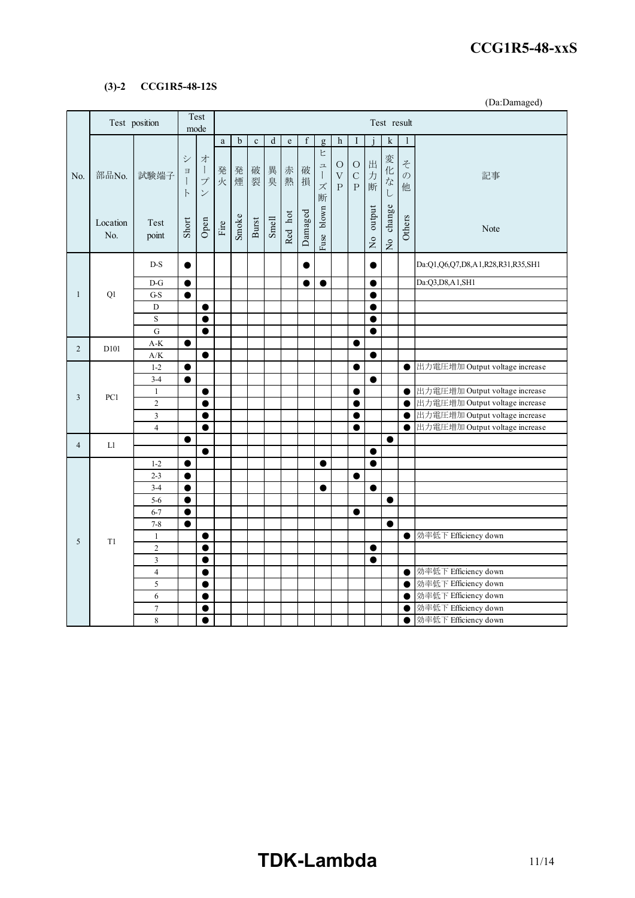#### (3)-2 CCG1R5-48-12S

(Da:Damaged)

| No. | Test position | | Test mode | | Test result | | | | | | | | | | | | |
|---|---|---|---|---|---|---|---|---|---|---|---|---|---|---|---|---|---|
| | | | | | a | b | c | d | e | f | g | h | I | j | k | l | |
| No. | 部品No. Location No. | 試験端子 Test point | ショート Short | オープン Open | 発火 Fire | 発煙 Smoke | 破裂 Burst | 異臭 Smell | 赤熱 Red hot | 破損 Damaged | ヒューズ断 Fuse blown | OVP | OCP | 出力断 No output | 変化なし No change | その他 Others | 記事 Note |
| 1 | Q1 | D-S | ● | | | | | | | ● | | | | ● | | | Da:Q1,Q6,Q7,D8,A1,R28,R31,R35,SH1 |
| | | D-G | ● | | | | | | | ● | ● | | | ● | | | Da:Q3,D8,A1,SH1 |
| | | G-S | ● | | | | | | | | | | | ● | | | |
| | | D | | ● | | | | | | | | | | ● | | | |
| | | S | | ● | | | | | | | | | | ● | | | |
| | | G | | ● | | | | | | | | | | ● | | | |
| 2 | D101 | A-K | ● | | | | | | | | | | ● | | | | |
| | | A/K | | ● | | | | | | | | | | ● | | | |
| 3 | PC1 | 1-2 | ● | | | | | | | | | | ● | | | ● | 出力電圧増加 Output voltage increase |
| | | 3-4 | ● | | | | | | | | | | | ● | | | |
| | | 1 | | ● | | | | | | | | | ● | | | ● | 出力電圧増加 Output voltage increase |
| | | 2 | | ● | | | | | | | | | ● | | | ● | 出力電圧増加 Output voltage increase |
| | | 3 | | ● | | | | | | | | | ● | | | ● | 出力電圧増加 Output voltage increase |
| | | 4 | | ● | | | | | | | | | ● | | | ● | 出力電圧増加 Output voltage increase |
| 4 | L1 | | ● | | | | | | | | | | | | ● | | |
| | | | | ● | | | | | | | | | | ● | | | |
| 5 | T1 | 1-2 | ● | | | | | | | | ● | | | ● | | | |
| | | 2-3 | ● | | | | | | | | | | ● | | | | |
| | | 3-4 | ● | | | | | | | | ● | | | ● | | | |
| | | 5-6 | ● | | | | | | | | | | | | ● | | |
| | | 6-7 | ● | | | | | | | | | | ● | | | | |
| | | 7-8 | ● | | | | | | | | | | | | ● | | |
| | | 1 | | ● | | | | | | | | | | | | ● | 効率低下 Efficiency down |
| | | 2 | | ● | | | | | | | | | | ● | | | |
| | | 3 | | ● | | | | | | | | | | ● | | | |
| | | 4 | | ● | | | | | | | | | | | | ● | 効率低下 Efficiency down |
| | | 5 | | ● | | | | | | | | | | | | ● | 効率低下 Efficiency down |
| | | 6 | | ● | | | | | | | | | | | | ● | 効率低下 Efficiency down |
| | | 7 | | ● | | | | | | | | | | | | ● | 効率低下 Efficiency down |
| | | 8 | | ● | | | | | | | | | | | | ● | 効率低下 Efficiency down |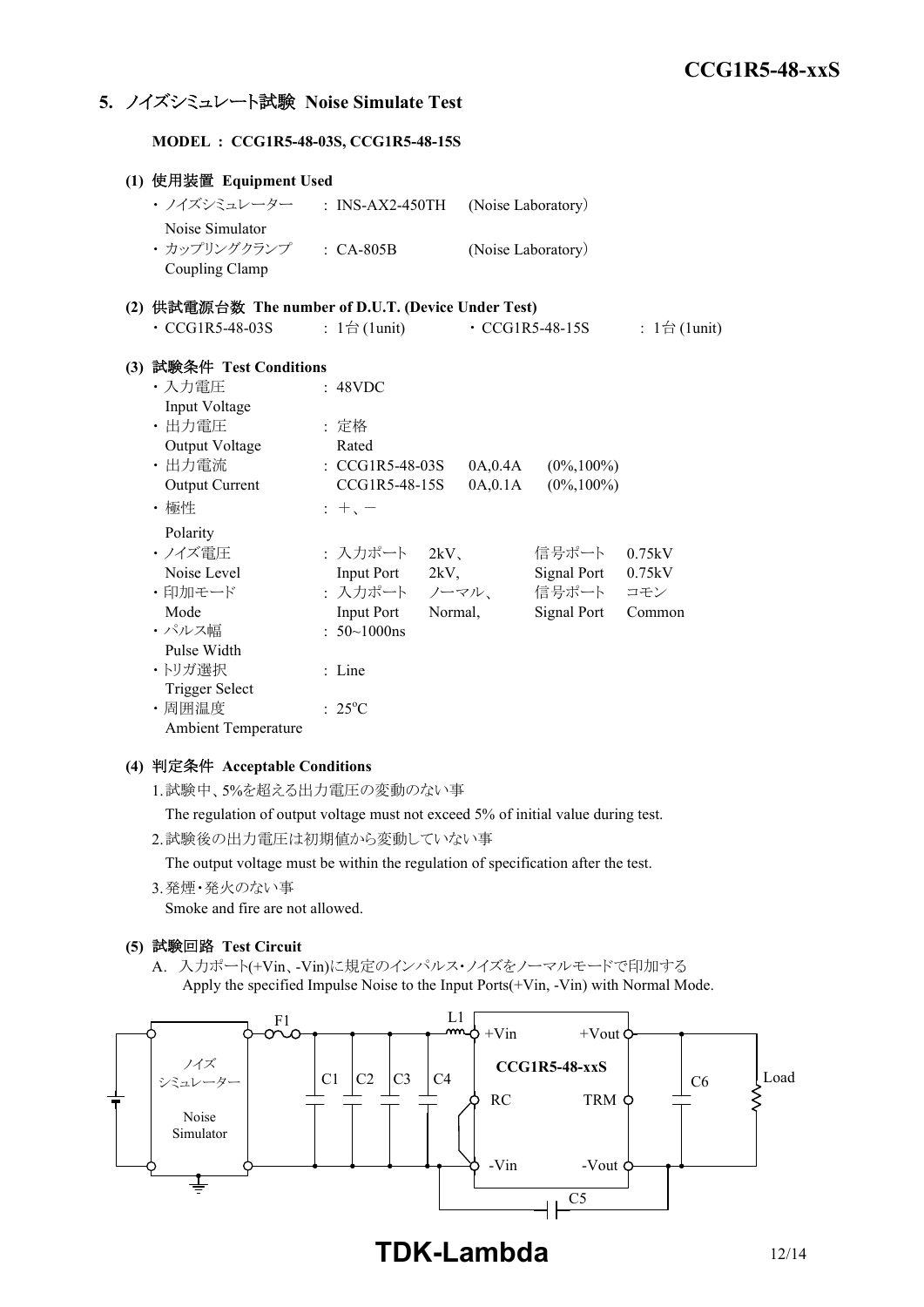## 5. ノイズシミュレート試験 Noise Simulate Test

**MODEL : CCG1R5-48-03S, CCG1R5-48-15S**

### (1) 使用装置 Equipment Used

- ・ノイズシミュレーター Noise Simulator : INS-AX2-450TH (Noise Laboratory)
- ・カップリングクランプ Coupling Clamp : CA-805B (Noise Laboratory)

### (2) 供試電源台数 The number of D.U.T. (Device Under Test)

- ・CCG1R5-48-03S : 1台 (1unit)
- ・CCG1R5-48-15S : 1台 (1unit)

### (3) 試験条件 Test Conditions

- ・入力電圧 Input Voltage : 48VDC
- ・出力電圧 Output Voltage : 定格 Rated
- ・出力電流 Output Current : CCG1R5-48-03S 0A,0.4A (0%,100%)
  CCG1R5-48-15S 0A,0.1A (0%,100%)
- ・極性 Polarity : +、−
- ・ノイズ電圧 Noise Level : 入力ポート Input Port 2kV、 信号ポート Signal Port 0.75kV
- ・印加モード Mode : 入力ポート Input Port ノーマル、Normal, 信号ポート Signal Port コモン Common
- ・パルス幅 Pulse Width : 50~1000ns
- ・トリガ選択 Trigger Select : Line
- ・周囲温度 Ambient Temperature : 25°C

### (4) 判定条件 Acceptable Conditions

1. 試験中、5%を超える出力電圧の変動のない事
   The regulation of output voltage must not exceed 5% of initial value during test.
2. 試験後の出力電圧は初期値から変動していない事
   The output voltage must be within the regulation of specification after the test.
3. 発煙・発火のない事
   Smoke and fire are not allowed.

### (5) 試験回路 Test Circuit

A. 入力ポート(+Vin、-Vin)に規定のインパルス・ノイズをノーマルモードで印加する
Apply the specified Impulse Noise to the Input Ports(+Vin, -Vin) with Normal Mode.

ノイズシミュレーター Noise Simulator — F1 — C1 C2 C3 C4 — L1 — +Vin, RC, -Vin — CCG1R5-48-xxS — +Vout, TRM, -Vout — C5 — C6 — Load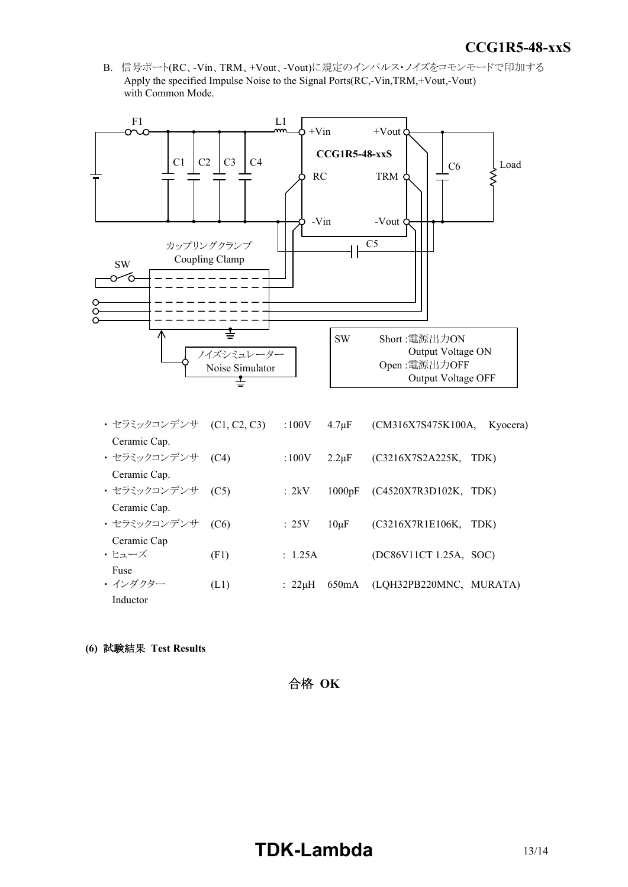B. 信号ポート(RC、-Vin、TRM、+Vout、-Vout)に規定のインパルス･ノイズをコモンモードで印加する
Apply the specified Impulse Noise to the Signal Ports(RC,-Vin,TRM,+Vout,-Vout) with Common Mode.

F1 L1 +Vin +Vout CCG1R5-48-xxS C1 C2 C3 C4 C6 Load RC TRM -Vin -Vout C5
カップリングクランプ Coupling Clamp
SW
ノイズシミュレーター Noise Simulator

| SW | |
|---|---|
| Short :電源出力ON Output Voltage ON | |
| Open :電源出力OFF Output Voltage OFF | |

- セラミックコンデンサ Ceramic Cap. (C1, C2, C3) :100V 4.7μF (CM316X7S475K100A, Kyocera)
- セラミックコンデンサ Ceramic Cap. (C4) :100V 2.2μF (C3216X7S2A225K, TDK)
- セラミックコンデンサ Ceramic Cap. (C5) : 2kV 1000pF (C4520X7R3D102K, TDK)
- セラミックコンデンサ Ceramic Cap (C6) : 25V 10μF (C3216X7R1E106K, TDK)
- ヒューズ Fuse (F1) : 1.25A (DC86V11CT 1.25A, SOC)
- インダクター Inductor (L1) : 22μH 650mA (LQH32PB220MNC, MURATA)

**(6) 試験結果 Test Results**

**合格 OK**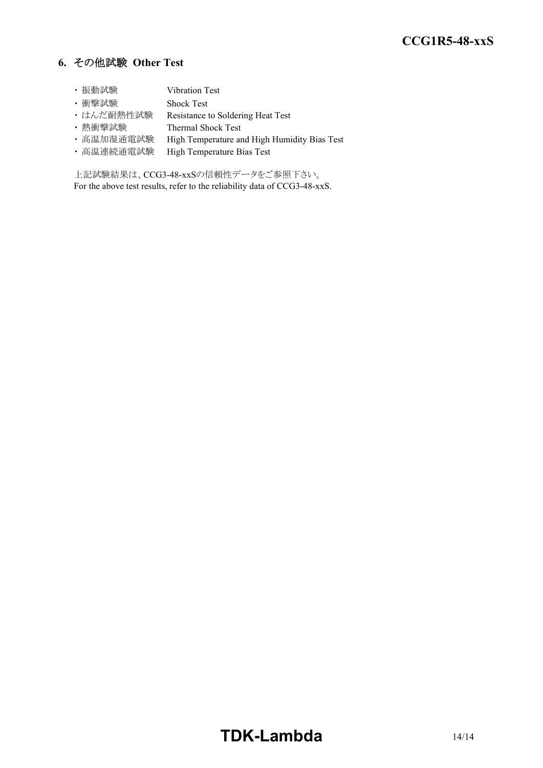## 6. その他試験 Other Test

- 振動試験　Vibration Test
- 衝撃試験　Shock Test
- はんだ耐熱性試験　Resistance to Soldering Heat Test
- 熱衝撃試験　Thermal Shock Test
- 高温加湿通電試験　High Temperature and High Humidity Bias Test
- 高温連続通電試験　High Temperature Bias Test

上記試験結果は、CCG3-48-xxSの信頼性データをご参照下さい。
For the above test results, refer to the reliability data of CCG3-48-xxS.